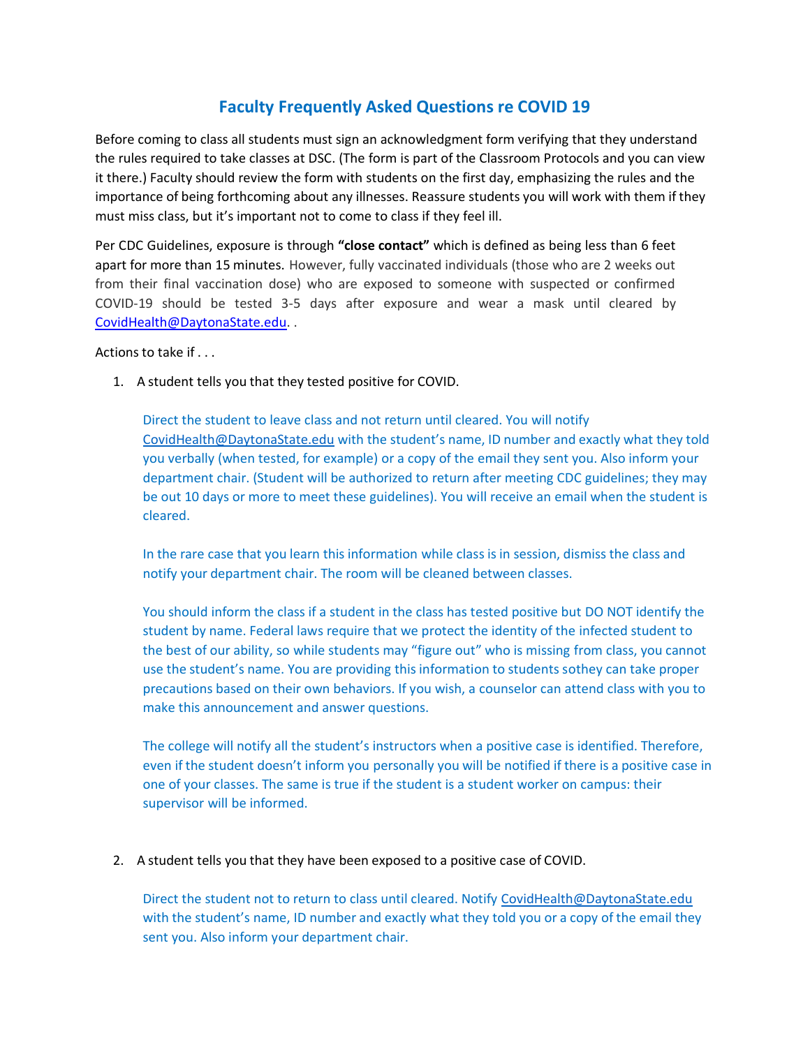# Faculty Frequently Asked Questions re COVID 19

Before coming to class all students must sign an acknowledgment form verifying that they understand the rules required to take classes at DSC. (The form is part of the Classroom Protocols and you can view it there.) Faculty should review the form with students on the first day, emphasizing the rules and the importance of being forthcoming about any illnesses. Reassure students you will work with them if they must miss class, but it's important not to come to class if they feel ill.

Per CDC Guidelines, exposure is through **"close contact"** which is defined as being less than 6 feet apart for more than 15 minutes. However, fully vaccinated individuals (those who are 2 weeks out from their final vaccination dose) who are exposed to someone with suspected or confirmed COVID-19 should be tested 3-5 days after exposure and wear a mask until cleared by CovidHealth@DaytonaState.edu. .

Actions to take if . . .

1. A student tells you that they tested positive for COVID.

   Direct the student to leave class and not return until cleared. You will notify CovidHealth@DaytonaState.edu with the student's name, ID number and exactly what they told you verbally (when tested, for example) or a copy of the email they sent you. Also inform your department chair. (Student will be authorized to return after meeting CDC guidelines; they may be out 10 days or more to meet these guidelines). You will receive an email when the student is cleared.

   In the rare case that you learn this information while class is in session, dismiss the class and notify your department chair. The room will be cleaned between classes.

   You should inform the class if a student in the class has tested positive but DO NOT identify the student by name. Federal laws require that we protect the identity of the infected student to the best of our ability, so while students may "figure out" who is missing from class, you cannot use the student's name. You are providing this information to students sothey can take proper precautions based on their own behaviors. If you wish, a counselor can attend class with you to make this announcement and answer questions.

   The college will notify all the student's instructors when a positive case is identified. Therefore, even if the student doesn't inform you personally you will be notified if there is a positive case in one of your classes. The same is true if the student is a student worker on campus: their supervisor will be informed.

2. A student tells you that they have been exposed to a positive case of COVID.

   Direct the student not to return to class until cleared. Notify CovidHealth@DaytonaState.edu with the student's name, ID number and exactly what they told you or a copy of the email they sent you. Also inform your department chair.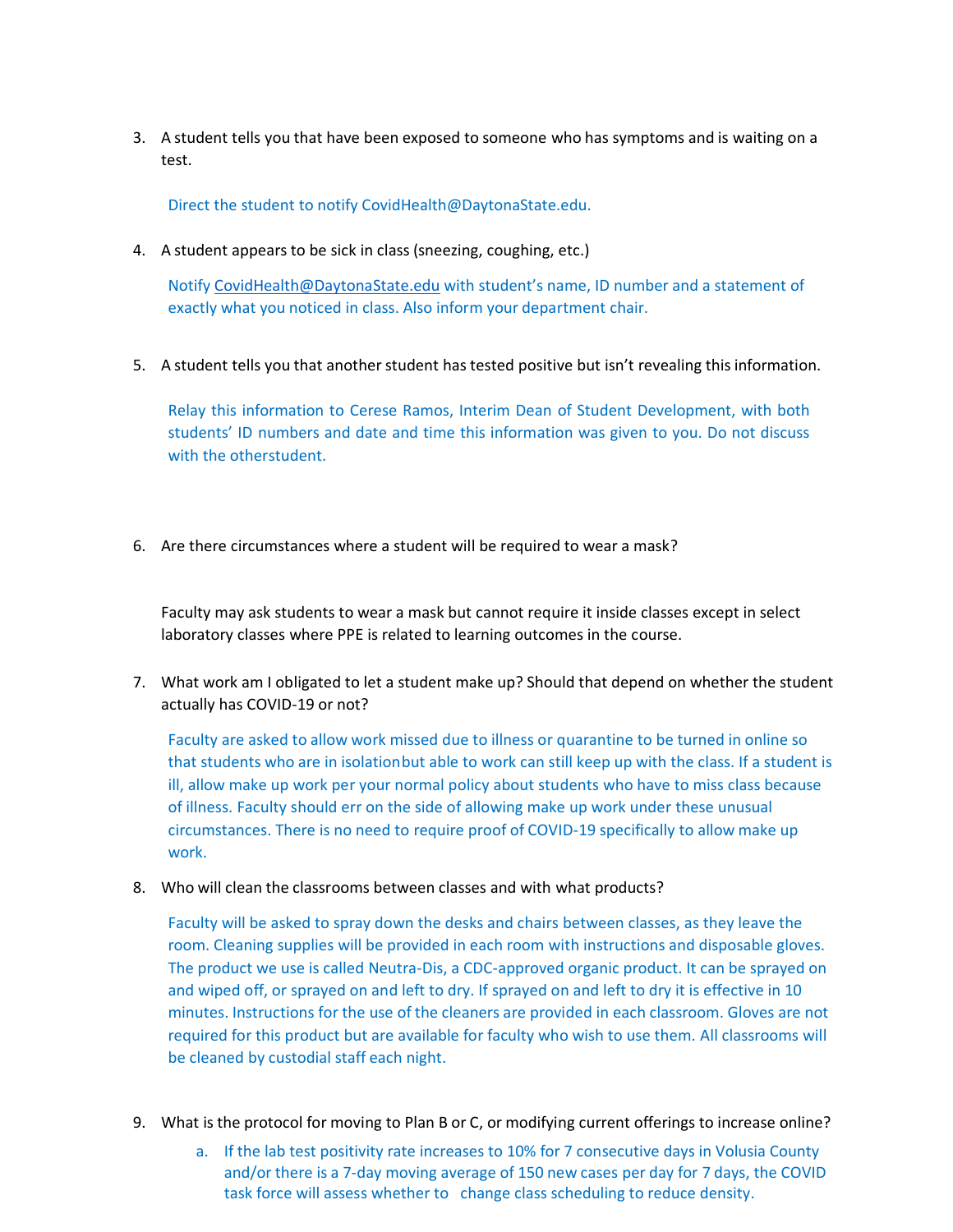3. A student tells you that have been exposed to someone who has symptoms and is waiting on a test.

   Direct the student to notify CovidHealth@DaytonaState.edu.

4. A student appears to be sick in class (sneezing, coughing, etc.)

   Notify CovidHealth@DaytonaState.edu with student's name, ID number and a statement of exactly what you noticed in class. Also inform your department chair.

5. A student tells you that another student has tested positive but isn't revealing this information.

   Relay this information to Cerese Ramos, Interim Dean of Student Development, with both students' ID numbers and date and time this information was given to you. Do not discuss with the otherstudent.

6. Are there circumstances where a student will be required to wear a mask?

   Faculty may ask students to wear a mask but cannot require it inside classes except in select laboratory classes where PPE is related to learning outcomes in the course.

7. What work am I obligated to let a student make up? Should that depend on whether the student actually has COVID-19 or not?

   Faculty are asked to allow work missed due to illness or quarantine to be turned in online so that students who are in isolationbut able to work can still keep up with the class. If a student is ill, allow make up work per your normal policy about students who have to miss class because of illness. Faculty should err on the side of allowing make up work under these unusual circumstances. There is no need to require proof of COVID-19 specifically to allow make up work.

8. Who will clean the classrooms between classes and with what products?

   Faculty will be asked to spray down the desks and chairs between classes, as they leave the room. Cleaning supplies will be provided in each room with instructions and disposable gloves. The product we use is called Neutra-Dis, a CDC-approved organic product. It can be sprayed on and wiped off, or sprayed on and left to dry. If sprayed on and left to dry it is effective in 10 minutes. Instructions for the use of the cleaners are provided in each classroom. Gloves are not required for this product but are available for faculty who wish to use them. All classrooms will be cleaned by custodial staff each night.

9. What is the protocol for moving to Plan B or C, or modifying current offerings to increase online?
   a. If the lab test positivity rate increases to 10% for 7 consecutive days in Volusia County and/or there is a 7-day moving average of 150 new cases per day for 7 days, the COVID task force will assess whether to change class scheduling to reduce density.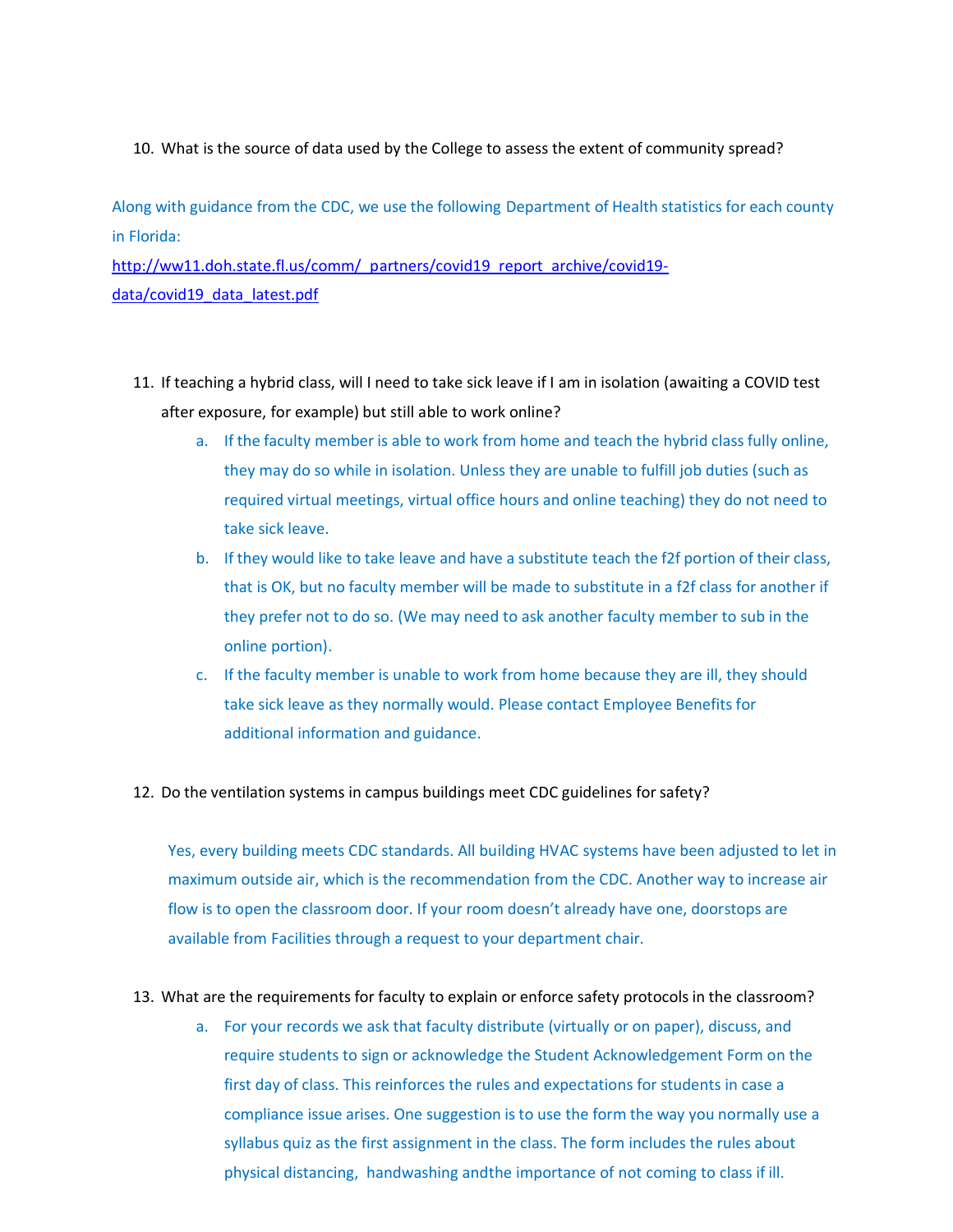10. What is the source of data used by the College to assess the extent of community spread?

Along with guidance from the CDC, we use the following Department of Health statistics for each county in Florida:
[http://ww11.doh.state.fl.us/comm/_partners/covid19_report_archive/covid19-data/covid19_data_latest.pdf](http://ww11.doh.state.fl.us/comm/_partners/covid19_report_archive/covid19-data/covid19_data_latest.pdf)

11. If teaching a hybrid class, will I need to take sick leave if I am in isolation (awaiting a COVID test after exposure, for example) but still able to work online?
    a. If the faculty member is able to work from home and teach the hybrid class fully online, they may do so while in isolation. Unless they are unable to fulfill job duties (such as required virtual meetings, virtual office hours and online teaching) they do not need to take sick leave.
    b. If they would like to take leave and have a substitute teach the f2f portion of their class, that is OK, but no faculty member will be made to substitute in a f2f class for another if they prefer not to do so. (We may need to ask another faculty member to sub in the online portion).
    c. If the faculty member is unable to work from home because they are ill, they should take sick leave as they normally would. Please contact Employee Benefits for additional information and guidance.

12. Do the ventilation systems in campus buildings meet CDC guidelines for safety?

    Yes, every building meets CDC standards. All building HVAC systems have been adjusted to let in maximum outside air, which is the recommendation from the CDC. Another way to increase air flow is to open the classroom door. If your room doesn't already have one, doorstops are available from Facilities through a request to your department chair.

13. What are the requirements for faculty to explain or enforce safety protocols in the classroom?
    a. For your records we ask that faculty distribute (virtually or on paper), discuss, and require students to sign or acknowledge the Student Acknowledgement Form on the first day of class. This reinforces the rules and expectations for students in case a compliance issue arises. One suggestion is to use the form the way you normally use a syllabus quiz as the first assignment in the class. The form includes the rules about physical distancing, handwashing andthe importance of not coming to class if ill.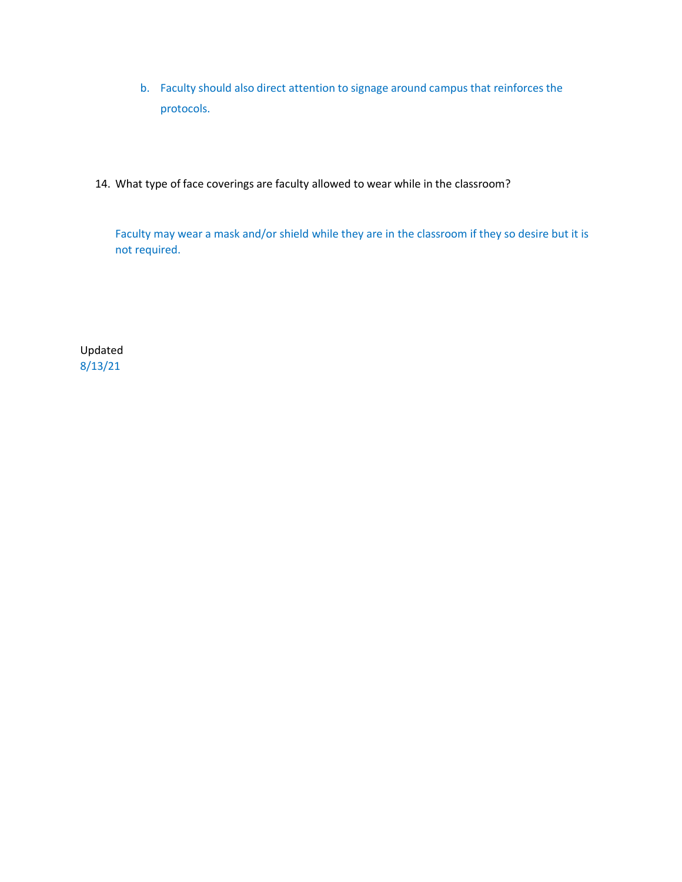b. Faculty should also direct attention to signage around campus that reinforces the protocols.

14. What type of face coverings are faculty allowed to wear while in the classroom?

    Faculty may wear a mask and/or shield while they are in the classroom if they so desire but it is not required.

Updated
8/13/21